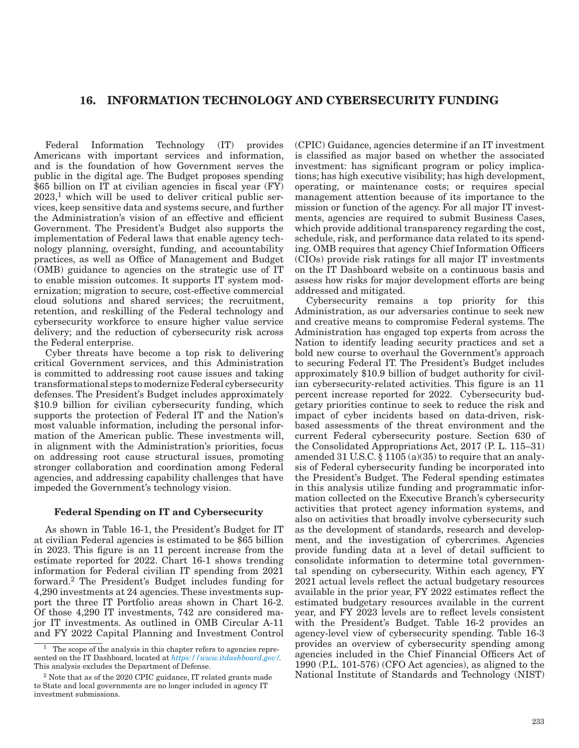# 16. INFORMATION TECHNOLOGY AND CYBERSECURITY FUNDING

Federal Information Technology (IT) provides Americans with important services and information, and is the foundation of how Government serves the public in the digital age. The Budget proposes spending $65 billion on IT at civilian agencies in fiscal year (FY) 2023,[1] which will be used to deliver critical public services, keep sensitive data and systems secure, and further the Administration's vision of an effective and efficient Government. The President's Budget also supports the implementation of Federal laws that enable agency technology planning, oversight, funding, and accountability practices, as well as Office of Management and Budget (OMB) guidance to agencies on the strategic use of IT to enable mission outcomes. It supports IT system modernization; migration to secure, cost-effective commercial cloud solutions and shared services; the recruitment, retention, and reskilling of the Federal technology and cybersecurity workforce to ensure higher value service delivery; and the reduction of cybersecurity risk across the Federal enterprise.

Cyber threats have become a top risk to delivering critical Government services, and this Administration is committed to addressing root cause issues and taking transformational steps to modernize Federal cybersecurity defenses. The President's Budget includes approximately $10.9 billion for civilian cybersecurity funding, which supports the protection of Federal IT and the Nation's most valuable information, including the personal information of the American public. These investments will, in alignment with the Administration's priorities, focus on addressing root cause structural issues, promoting stronger collaboration and coordination among Federal agencies, and addressing capability challenges that have impeded the Government's technology vision.

### Federal Spending on IT and Cybersecurity

As shown in Table 16-1, the President's Budget for IT at civilian Federal agencies is estimated to be $65 billion in 2023. This figure is an 11 percent increase from the estimate reported for 2022. Chart 16-1 shows trending information for Federal civilian IT spending from 2021 forward.[2] The President's Budget includes funding for 4,290 investments at 24 agencies. These investments support the three IT Portfolio areas shown in Chart 16-2. Of those 4,290 IT investments, 742 are considered major IT investments. As outlined in OMB Circular A-11 and FY 2022 Capital Planning and Investment Control (CPIC) Guidance, agencies determine if an IT investment is classified as major based on whether the associated investment: has significant program or policy implications; has high executive visibility; has high development, operating, or maintenance costs; or requires special management attention because of its importance to the mission or function of the agency. For all major IT investments, agencies are required to submit Business Cases, which provide additional transparency regarding the cost, schedule, risk, and performance data related to its spending. OMB requires that agency Chief Information Officers (CIOs) provide risk ratings for all major IT investments on the IT Dashboard website on a continuous basis and assess how risks for major development efforts are being addressed and mitigated.

Cybersecurity remains a top priority for this Administration, as our adversaries continue to seek new and creative means to compromise Federal systems. The Administration has engaged top experts from across the Nation to identify leading security practices and set a bold new course to overhaul the Government's approach to securing Federal IT. The President's Budget includes approximately $10.9 billion of budget authority for civilian cybersecurity-related activities. This figure is an 11 percent increase reported for 2022. Cybersecurity budgetary priorities continue to seek to reduce the risk and impact of cyber incidents based on data-driven, risk-based assessments of the threat environment and the current Federal cybersecurity posture. Section 630 of the Consolidated Appropriations Act, 2017 (P. L. 115–31) amended 31 U.S.C. § 1105 (a)(35) to require that an analysis of Federal cybersecurity funding be incorporated into the President's Budget. The Federal spending estimates in this analysis utilize funding and programmatic information collected on the Executive Branch's cybersecurity activities that protect agency information systems, and also on activities that broadly involve cybersecurity such as the development of standards, research and development, and the investigation of cybercrimes. Agencies provide funding data at a level of detail sufficient to consolidate information to determine total governmental spending on cybersecurity. Within each agency, FY 2021 actual levels reflect the actual budgetary resources available in the prior year, FY 2022 estimates reflect the estimated budgetary resources available in the current year, and FY 2023 levels are to reflect levels consistent with the President's Budget. Table 16-2 provides an agency-level view of cybersecurity spending. Table 16-3 provides an overview of cybersecurity spending among agencies included in the Chief Financial Officers Act of 1990 (P.L. 101-576) (CFO Act agencies), as aligned to the National Institute of Standards and Technology (NIST)

---

[1] The scope of the analysis in this chapter refers to agencies represented on the IT Dashboard, located at *https://www.itdashboard.gov/*. This analysis excludes the Department of Defense.

[2] Note that as of the 2020 CPIC guidance, IT related grants made to State and local governments are no longer included in agency IT investment submissions.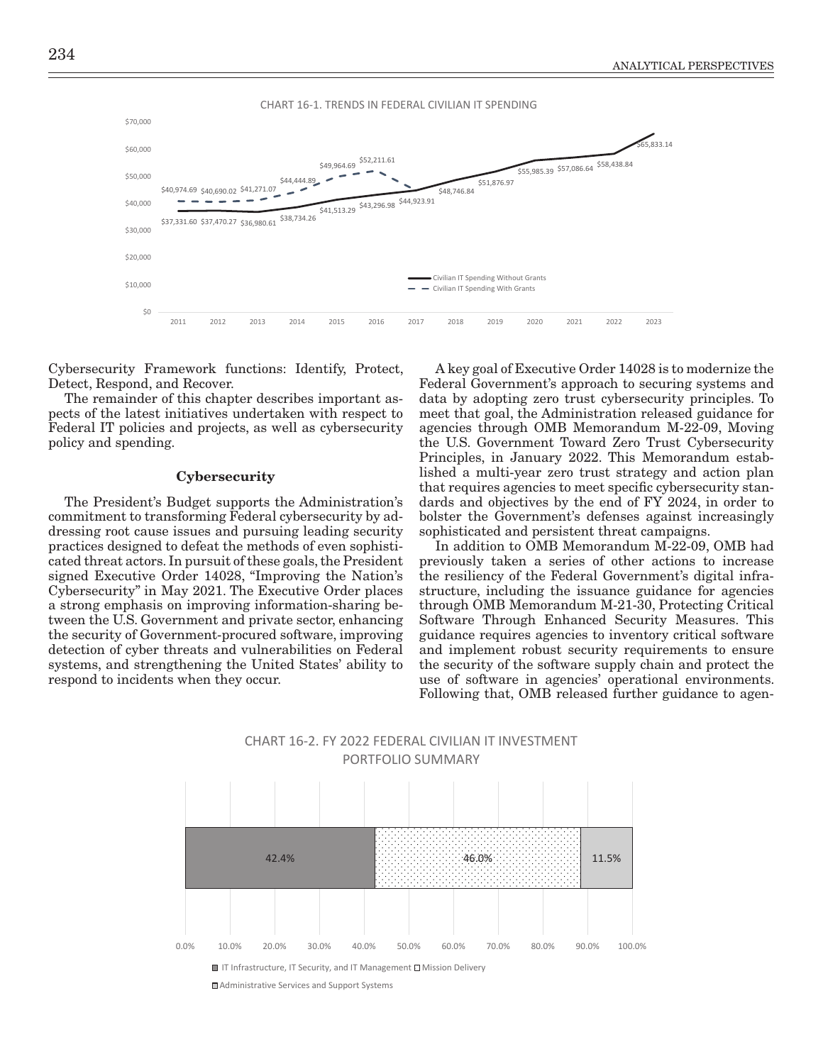CHART 16-1. TRENDS IN FEDERAL CIVILIAN IT SPENDING

| Year | Civilian IT Spending Without Grants | Civilian IT Spending With Grants |
|---|---|---|
| 2011 | $37,331.60 | $40,974.69 |
| 2012 | $37,470.27 | $40,690.02 |
| 2013 | $36,980.61 | $41,271.07 |
| 2014 | $38,734.26 | $44,444.89 |
| 2015 | $41,513.29 | $49,964.69 |
| 2016 | $43,296.98 | $52,211.61 |
| 2017 | $44,923.91 | |
| 2018 | $48,746.84 | |
| 2019 | $51,876.97 | |
| 2020 | $55,985.39 | |
| 2021 | $57,086.64 | |
| 2022 | $58,438.84 | |
| 2023 | $65,833.14 | |

Cybersecurity Framework functions: Identify, Protect, Detect, Respond, and Recover.

The remainder of this chapter describes important aspects of the latest initiatives undertaken with respect to Federal IT policies and projects, as well as cybersecurity policy and spending.

### Cybersecurity

The President's Budget supports the Administration's commitment to transforming Federal cybersecurity by addressing root cause issues and pursuing leading security practices designed to defeat the methods of even sophisticated threat actors. In pursuit of these goals, the President signed Executive Order 14028, "Improving the Nation's Cybersecurity" in May 2021. The Executive Order places a strong emphasis on improving information-sharing between the U.S. Government and private sector, enhancing the security of Government-procured software, improving detection of cyber threats and vulnerabilities on Federal systems, and strengthening the United States' ability to respond to incidents when they occur.

A key goal of Executive Order 14028 is to modernize the Federal Government's approach to securing systems and data by adopting zero trust cybersecurity principles. To meet that goal, the Administration released guidance for agencies through OMB Memorandum M-22-09, Moving the U.S. Government Toward Zero Trust Cybersecurity Principles, in January 2022. This Memorandum established a multi-year zero trust strategy and action plan that requires agencies to meet specific cybersecurity standards and objectives by the end of FY 2024, in order to bolster the Government's defenses against increasingly sophisticated and persistent threat campaigns.

In addition to OMB Memorandum M-22-09, OMB had previously taken a series of other actions to increase the resiliency of the Federal Government's digital infrastructure, including the issuance guidance for agencies through OMB Memorandum M-21-30, Protecting Critical Software Through Enhanced Security Measures. This guidance requires agencies to inventory critical software and implement robust security requirements to ensure the security of the software supply chain and protect the use of software in agencies' operational environments. Following that, OMB released further guidance to agen-

CHART 16-2. FY 2022 FEDERAL CIVILIAN IT INVESTMENT PORTFOLIO SUMMARY

| Category | Share |
|---|---|
| IT Infrastructure, IT Security, and IT Management | 42.4% |
| Mission Delivery | 46.0% |
| Administrative Services and Support Systems | 11.5% |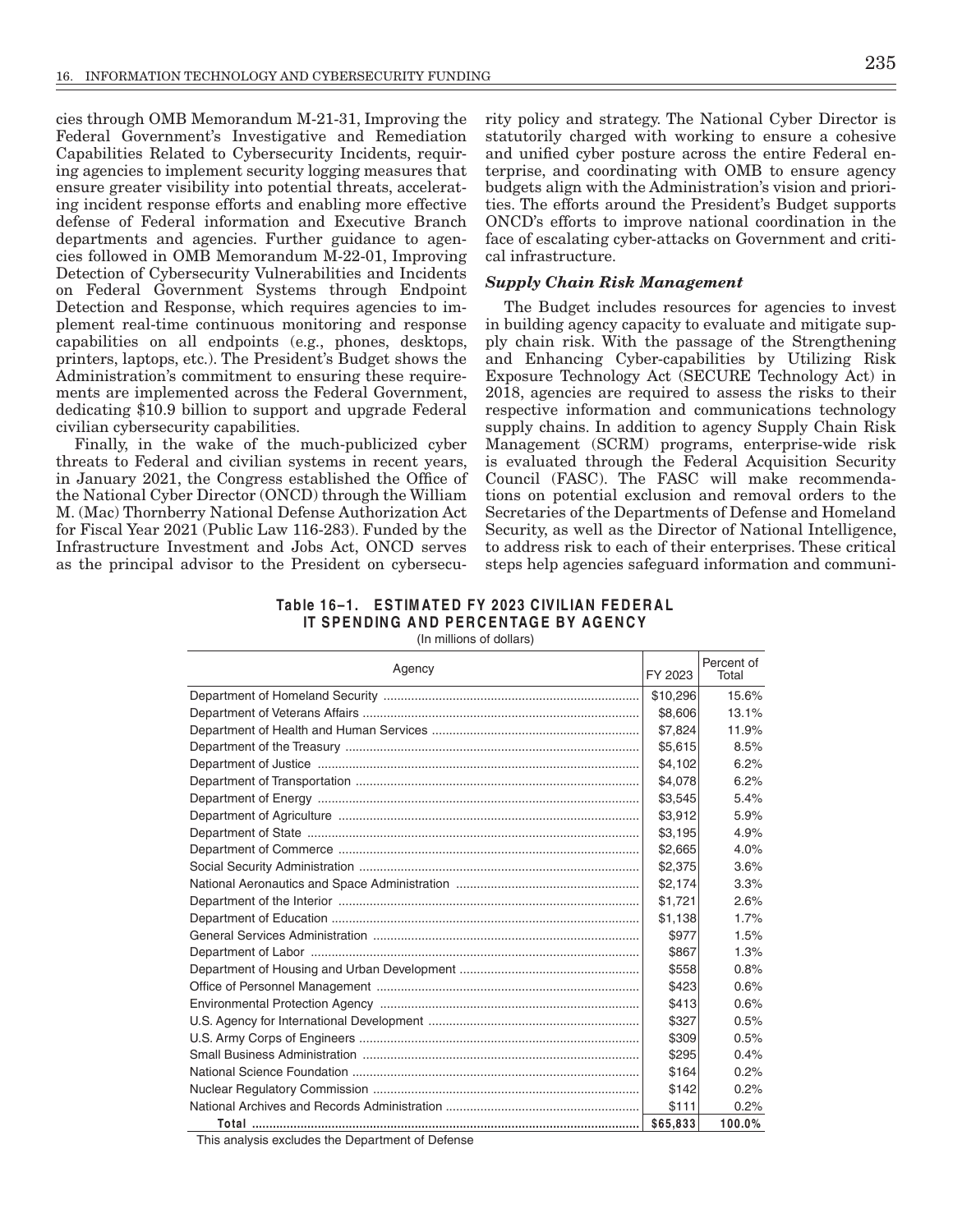cies through OMB Memorandum M-21-31, Improving the Federal Government's Investigative and Remediation Capabilities Related to Cybersecurity Incidents, requiring agencies to implement security logging measures that ensure greater visibility into potential threats, accelerating incident response efforts and enabling more effective defense of Federal information and Executive Branch departments and agencies. Further guidance to agencies followed in OMB Memorandum M-22-01, Improving Detection of Cybersecurity Vulnerabilities and Incidents on Federal Government Systems through Endpoint Detection and Response, which requires agencies to implement real-time continuous monitoring and response capabilities on all endpoints (e.g., phones, desktops, printers, laptops, etc.). The President's Budget shows the Administration's commitment to ensuring these requirements are implemented across the Federal Government, dedicating $10.9 billion to support and upgrade Federal civilian cybersecurity capabilities.

Finally, in the wake of the much-publicized cyber threats to Federal and civilian systems in recent years, in January 2021, the Congress established the Office of the National Cyber Director (ONCD) through the William M. (Mac) Thornberry National Defense Authorization Act for Fiscal Year 2021 (Public Law 116-283). Funded by the Infrastructure Investment and Jobs Act, ONCD serves as the principal advisor to the President on cybersecurity policy and strategy. The National Cyber Director is statutorily charged with working to ensure a cohesive and unified cyber posture across the entire Federal enterprise, and coordinating with OMB to ensure agency budgets align with the Administration's vision and priorities. The efforts around the President's Budget supports ONCD's efforts to improve national coordination in the face of escalating cyber-attacks on Government and critical infrastructure.

### *Supply Chain Risk Management*

The Budget includes resources for agencies to invest in building agency capacity to evaluate and mitigate supply chain risk. With the passage of the Strengthening and Enhancing Cyber-capabilities by Utilizing Risk Exposure Technology Act (SECURE Technology Act) in 2018, agencies are required to assess the risks to their respective information and communications technology supply chains. In addition to agency Supply Chain Risk Management (SCRM) programs, enterprise-wide risk is evaluated through the Federal Acquisition Security Council (FASC). The FASC will make recommendations on potential exclusion and removal orders to the Secretaries of the Departments of Defense and Homeland Security, as well as the Director of National Intelligence, to address risk to each of their enterprises. These critical steps help agencies safeguard information and communi-

**Table 16–1. ESTIMATED FY 2023 CIVILIAN FEDERAL IT SPENDING AND PERCENTAGE BY AGENCY**

(In millions of dollars)

| Agency | FY 2023 | Percent of Total |
|---|---|---|
| Department of Homeland Security | $10,296 | 15.6% |
| Department of Veterans Affairs | $8,606 | 13.1% |
| Department of Health and Human Services | $7,824 | 11.9% |
| Department of the Treasury | $5,615 | 8.5% |
| Department of Justice | $4,102 | 6.2% |
| Department of Transportation | $4,078 | 6.2% |
| Department of Energy | $3,545 | 5.4% |
| Department of Agriculture | $3,912 | 5.9% |
| Department of State | $3,195 | 4.9% |
| Department of Commerce | $2,665 | 4.0% |
| Social Security Administration | $2,375 | 3.6% |
| National Aeronautics and Space Administration | $2,174 | 3.3% |
| Department of the Interior | $1,721 | 2.6% |
| Department of Education | $1,138 | 1.7% |
| General Services Administration | $977 | 1.5% |
| Department of Labor | $867 | 1.3% |
| Department of Housing and Urban Development | $558 | 0.8% |
| Office of Personnel Management | $423 | 0.6% |
| Environmental Protection Agency | $413 | 0.6% |
| U.S. Agency for International Development | $327 | 0.5% |
| U.S. Army Corps of Engineers | $309 | 0.5% |
| Small Business Administration | $295 | 0.4% |
| National Science Foundation | $164 | 0.2% |
| Nuclear Regulatory Commission | $142 | 0.2% |
| National Archives and Records Administration | $111 | 0.2% |
| **Total** | **$65,833** | **100.0%** |

This analysis excludes the Department of Defense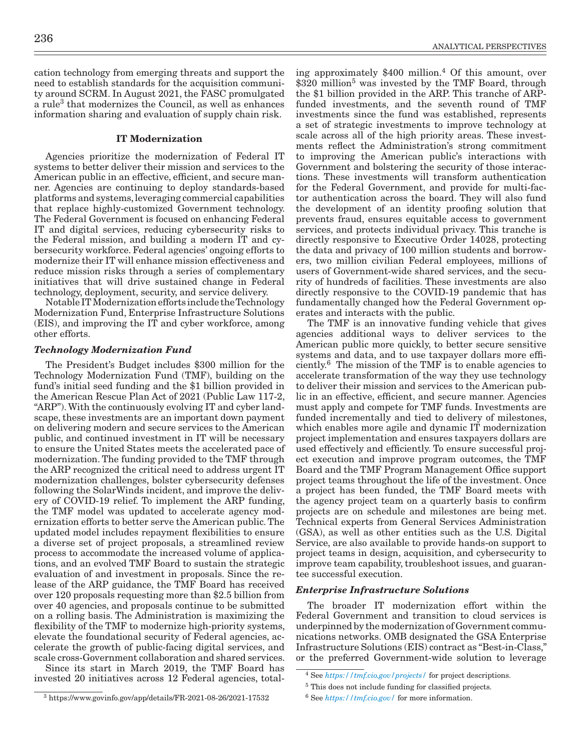cation technology from emerging threats and support the need to establish standards for the acquisition community around SCRM. In August 2021, the FASC promulgated a rule[3] that modernizes the Council, as well as enhances information sharing and evaluation of supply chain risk.

### IT Modernization

Agencies prioritize the modernization of Federal IT systems to better deliver their mission and services to the American public in an effective, efficient, and secure manner. Agencies are continuing to deploy standards-based platforms and systems, leveraging commercial capabilities that replace highly-customized Government technology. The Federal Government is focused on enhancing Federal IT and digital services, reducing cybersecurity risks to the Federal mission, and building a modern IT and cybersecurity workforce. Federal agencies' ongoing efforts to modernize their IT will enhance mission effectiveness and reduce mission risks through a series of complementary initiatives that will drive sustained change in Federal technology, deployment, security, and service delivery.

Notable IT Modernization efforts include the Technology Modernization Fund, Enterprise Infrastructure Solutions (EIS), and improving the IT and cyber workforce, among other efforts.

#### *Technology Modernization Fund*

The President's Budget includes $300 million for the Technology Modernization Fund (TMF), building on the fund's initial seed funding and the $1 billion provided in the American Rescue Plan Act of 2021 (Public Law 117-2, "ARP"). With the continuously evolving IT and cyber landscape, these investments are an important down payment on delivering modern and secure services to the American public, and continued investment in IT will be necessary to ensure the United States meets the accelerated pace of modernization. The funding provided to the TMF through the ARP recognized the critical need to address urgent IT modernization challenges, bolster cybersecurity defenses following the SolarWinds incident, and improve the delivery of COVID-19 relief. To implement the ARP funding, the TMF model was updated to accelerate agency modernization efforts to better serve the American public. The updated model includes repayment flexibilities to ensure a diverse set of project proposals, a streamlined review process to accommodate the increased volume of applications, and an evolved TMF Board to sustain the strategic evaluation of and investment in proposals. Since the release of the ARP guidance, the TMF Board has received over 120 proposals requesting more than $2.5 billion from over 40 agencies, and proposals continue to be submitted on a rolling basis. The Administration is maximizing the flexibility of the TMF to modernize high-priority systems, elevate the foundational security of Federal agencies, accelerate the growth of public-facing digital services, and scale cross-Government collaboration and shared services.

Since its start in March 2019, the TMF Board has invested 20 initiatives across 12 Federal agencies, totaling approximately $400 million.[4] Of this amount, over $320 million[5] was invested by the TMF Board, through the $1 billion provided in the ARP. This tranche of ARP-funded investments, and the seventh round of TMF investments since the fund was established, represents a set of strategic investments to improve technology at scale across all of the high priority areas. These investments reflect the Administration's strong commitment to improving the American public's interactions with Government and bolstering the security of those interactions. These investments will transform authentication for the Federal Government, and provide for multi-factor authentication across the board. They will also fund the development of an identity proofing solution that prevents fraud, ensures equitable access to government services, and protects individual privacy. This tranche is directly responsive to Executive Order 14028, protecting the data and privacy of 100 million students and borrowers, two million civilian Federal employees, millions of users of Government-wide shared services, and the security of hundreds of facilities. These investments are also directly responsive to the COVID-19 pandemic that has fundamentally changed how the Federal Government operates and interacts with the public.

The TMF is an innovative funding vehicle that gives agencies additional ways to deliver services to the American public more quickly, to better secure sensitive systems and data, and to use taxpayer dollars more efficiently.[6] The mission of the TMF is to enable agencies to accelerate transformation of the way they use technology to deliver their mission and services to the American public in an effective, efficient, and secure manner. Agencies must apply and compete for TMF funds. Investments are funded incrementally and tied to delivery of milestones, which enables more agile and dynamic IT modernization project implementation and ensures taxpayers dollars are used effectively and efficiently. To ensure successful project execution and improve program outcomes, the TMF Board and the TMF Program Management Office support project teams throughout the life of the investment. Once a project has been funded, the TMF Board meets with the agency project team on a quarterly basis to confirm projects are on schedule and milestones are being met. Technical experts from General Services Administration (GSA), as well as other entities such as the U.S. Digital Service, are also available to provide hands-on support to project teams in design, acquisition, and cybersecurity to improve team capability, troubleshoot issues, and guarantee successful execution.

#### *Enterprise Infrastructure Solutions*

The broader IT modernization effort within the Federal Government and transition to cloud services is underpinned by the modernization of Government communications networks. OMB designated the GSA Enterprise Infrastructure Solutions (EIS) contract as "Best-in-Class," or the preferred Government-wide solution to leverage

---

[3] https://www.govinfo.gov/app/details/FR-2021-08-26/2021-17532

[4] See *https://tmf.cio.gov/projects/* for project descriptions.

[5] This does not include funding for classified projects.

[6] See *https://tmf.cio.gov/* for more information.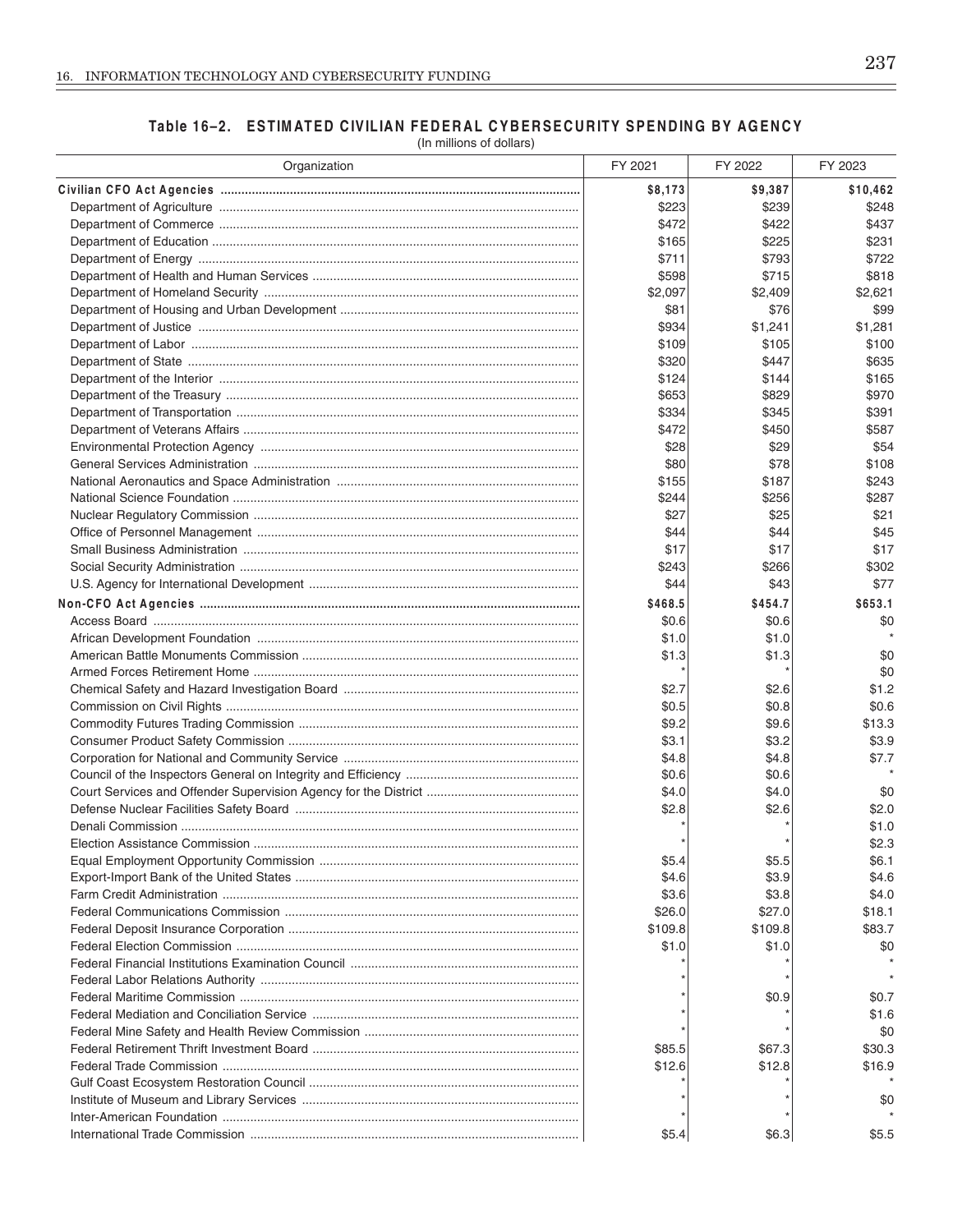## Table 16–2. ESTIMATED CIVILIAN FEDERAL CYBERSECURITY SPENDING BY AGENCY

(In millions of dollars)

| Organization | FY 2021 | FY 2022 | FY 2023 |
|---|---|---|---|
| **Civilian CFO Act Agencies** | **$8,173** | **$9,387** | **$10,462** |
| Department of Agriculture | $223 | $239 | $248 |
| Department of Commerce | $472 | $422 | $437 |
| Department of Education | $165 | $225 | $231 |
| Department of Energy | $711 | $793 | $722 |
| Department of Health and Human Services | $598 | $715 | $818 |
| Department of Homeland Security | $2,097 | $2,409 | $2,621 |
| Department of Housing and Urban Development | $81 | $76 | $99 |
| Department of Justice | $934 | $1,241 | $1,281 |
| Department of Labor | $109 | $105 | $100 |
| Department of State | $320 | $447 | $635 |
| Department of the Interior | $124 | $144 | $165 |
| Department of the Treasury | $653 | $829 | $970 |
| Department of Transportation | $334 | $345 | $391 |
| Department of Veterans Affairs | $472 | $450 | $587 |
| Environmental Protection Agency | $28 | $29 | $54 |
| General Services Administration | $80 | $78 | $108 |
| National Aeronautics and Space Administration | $155 | $187 | $243 |
| National Science Foundation | $244 | $256 | $287 |
| Nuclear Regulatory Commission | $27 | $25 | $21 |
| Office of Personnel Management | $44 | $44 | $45 |
| Small Business Administration | $17 | $17 | $17 |
| Social Security Administration | $243 | $266 | $302 |
| U.S. Agency for International Development | $44 | $43 | $77 |
| **Non-CFO Act Agencies** | **$468.5** | **$454.7** | **$653.1** |
| Access Board | $0.6 | $0.6 | $0 |
| African Development Foundation | $1.0 | $1.0 | * |
| American Battle Monuments Commission | $1.3 | $1.3 | $0 |
| Armed Forces Retirement Home | * | * | $0 |
| Chemical Safety and Hazard Investigation Board | $2.7 | $2.6 | $1.2 |
| Commission on Civil Rights | $0.5 | $0.8 | $0.6 |
| Commodity Futures Trading Commission | $9.2 | $9.6 | $13.3 |
| Consumer Product Safety Commission | $3.1 | $3.2 | $3.9 |
| Corporation for National and Community Service | $4.8 | $4.8 | $7.7 |
| Council of the Inspectors General on Integrity and Efficiency | $0.6 | $0.6 | * |
| Court Services and Offender Supervision Agency for the District | $4.0 | $4.0 | $0 |
| Defense Nuclear Facilities Safety Board | $2.8 | $2.6 | $2.0 |
| Denali Commission | * | * | $1.0 |
| Election Assistance Commission | * | * | $2.3 |
| Equal Employment Opportunity Commission | $5.4 | $5.5 | $6.1 |
| Export-Import Bank of the United States | $4.6 | $3.9 | $4.6 |
| Farm Credit Administration | $3.6 | $3.8 | $4.0 |
| Federal Communications Commission | $26.0 | $27.0 | $18.1 |
| Federal Deposit Insurance Corporation | $109.8 | $109.8 | $83.7 |
| Federal Election Commission | $1.0 | $1.0 | $0 |
| Federal Financial Institutions Examination Council | * | * | * |
| Federal Labor Relations Authority | * | * | * |
| Federal Maritime Commission | * | $0.9 | $0.7 |
| Federal Mediation and Conciliation Service | * | * | $1.6 |
| Federal Mine Safety and Health Review Commission | * | * | $0 |
| Federal Retirement Thrift Investment Board | $85.5 | $67.3 | $30.3 |
| Federal Trade Commission | $12.6 | $12.8 | $16.9 |
| Gulf Coast Ecosystem Restoration Council | * | * | * |
| Institute of Museum and Library Services | * | * | $0 |
| Inter-American Foundation | * | * | * |
| International Trade Commission | $5.4 | $6.3 | $5.5 |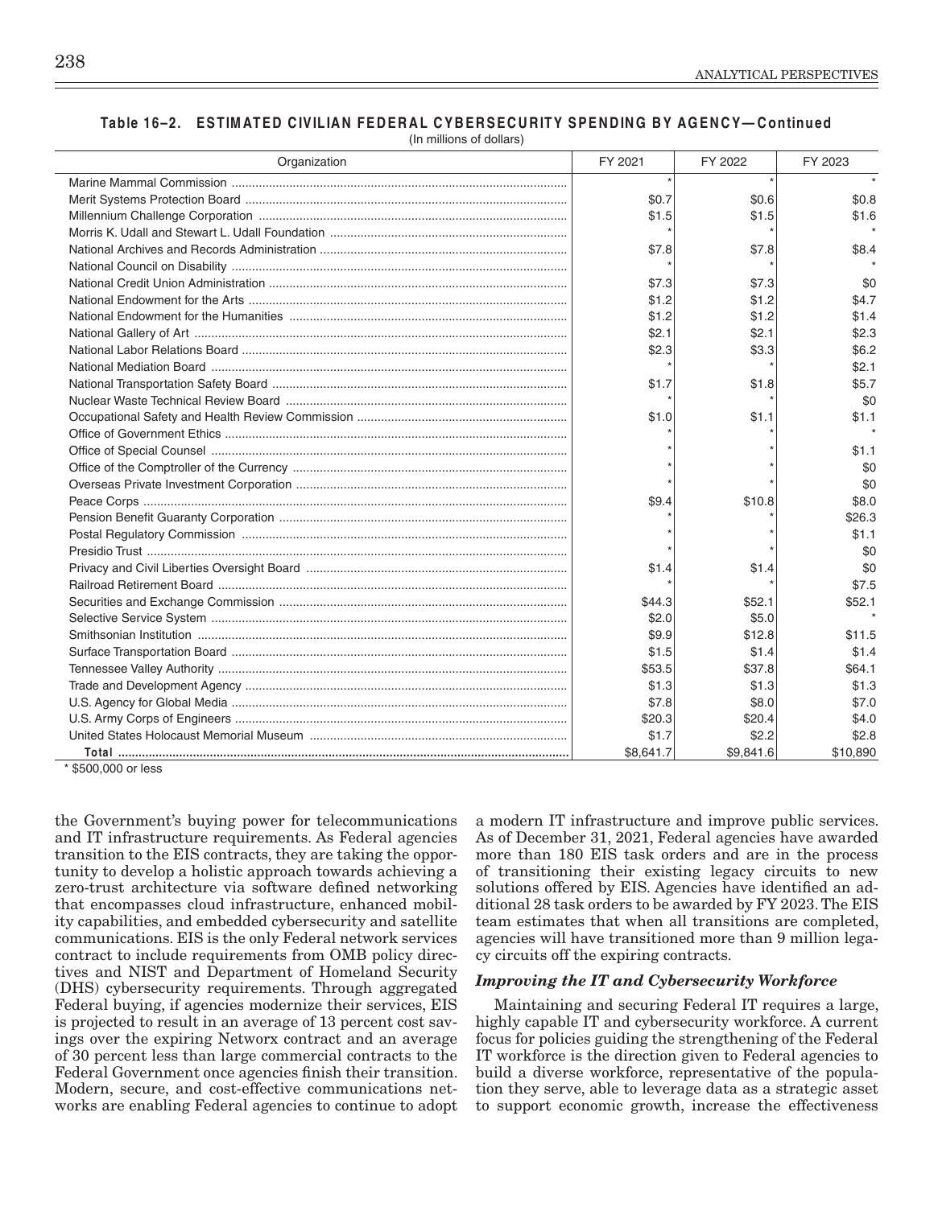**Table 16–2. ESTIMATED CIVILIAN FEDERAL CYBERSECURITY SPENDING BY AGENCY—Continued**

(In millions of dollars)

| Organization | FY 2021 | FY 2022 | FY 2023 |
|---|---|---|---|
| Marine Mammal Commission | * | * | * |
| Merit Systems Protection Board | $0.7 | $0.6 | $0.8 |
| Millennium Challenge Corporation | $1.5 | $1.5 | $1.6 |
| Morris K. Udall and Stewart L. Udall Foundation | * | * | * |
| National Archives and Records Administration | $7.8 | $7.8 | $8.4 |
| National Council on Disability | * | * | * |
| National Credit Union Administration | $7.3 | $7.3 | $0 |
| National Endowment for the Arts | $1.2 | $1.2 | $4.7 |
| National Endowment for the Humanities | $1.2 | $1.2 | $1.4 |
| National Gallery of Art | $2.1 | $2.1 | $2.3 |
| National Labor Relations Board | $2.3 | $3.3 | $6.2 |
| National Mediation Board | * | * | $2.1 |
| National Transportation Safety Board | $1.7 | $1.8 | $5.7 |
| Nuclear Waste Technical Review Board | * | * | $0 |
| Occupational Safety and Health Review Commission | $1.0 | $1.1 | $1.1 |
| Office of Government Ethics | * | * | * |
| Office of Special Counsel | * | * | $1.1 |
| Office of the Comptroller of the Currency | * | * | $0 |
| Overseas Private Investment Corporation | * | * | $0 |
| Peace Corps | $9.4 | $10.8 | $8.0 |
| Pension Benefit Guaranty Corporation | * | * | $26.3 |
| Postal Regulatory Commission | * | * | $1.1 |
| Presidio Trust | * | * | $0 |
| Privacy and Civil Liberties Oversight Board | $1.4 | $1.4 | $0 |
| Railroad Retirement Board | * | * | $7.5 |
| Securities and Exchange Commission | $44.3 | $52.1 | $52.1 |
| Selective Service System | $2.0 | $5.0 | * |
| Smithsonian Institution | $9.9 | $12.8 | $11.5 |
| Surface Transportation Board | $1.5 | $1.4 | $1.4 |
| Tennessee Valley Authority | $53.5 | $37.8 | $64.1 |
| Trade and Development Agency | $1.3 | $1.3 | $1.3 |
| U.S. Agency for Global Media | $7.8 | $8.0 | $7.0 |
| U.S. Army Corps of Engineers | $20.3 | $20.4 | $4.0 |
| United States Holocaust Memorial Museum | $1.7 | $2.2 | $2.8 |
| **Total** | $8,641.7 | $9,841.6 | $10,890 |

\* $500,000 or less

the Government's buying power for telecommunications and IT infrastructure requirements. As Federal agencies transition to the EIS contracts, they are taking the opportunity to develop a holistic approach towards achieving a zero-trust architecture via software defined networking that encompasses cloud infrastructure, enhanced mobility capabilities, and embedded cybersecurity and satellite communications. EIS is the only Federal network services contract to include requirements from OMB policy directives and NIST and Department of Homeland Security (DHS) cybersecurity requirements. Through aggregated Federal buying, if agencies modernize their services, EIS is projected to result in an average of 13 percent cost savings over the expiring Networx contract and an average of 30 percent less than large commercial contracts to the Federal Government once agencies finish their transition. Modern, secure, and cost-effective communications networks are enabling Federal agencies to continue to adopt a modern IT infrastructure and improve public services. As of December 31, 2021, Federal agencies have awarded more than 180 EIS task orders and are in the process of transitioning their existing legacy circuits to new solutions offered by EIS. Agencies have identified an additional 28 task orders to be awarded by FY 2023. The EIS team estimates that when all transitions are completed, agencies will have transitioned more than 9 million legacy circuits off the expiring contracts.

### *Improving the IT and Cybersecurity Workforce*

Maintaining and securing Federal IT requires a large, highly capable IT and cybersecurity workforce. A current focus for policies guiding the strengthening of the Federal IT workforce is the direction given to Federal agencies to build a diverse workforce, representative of the population they serve, able to leverage data as a strategic asset to support economic growth, increase the effectiveness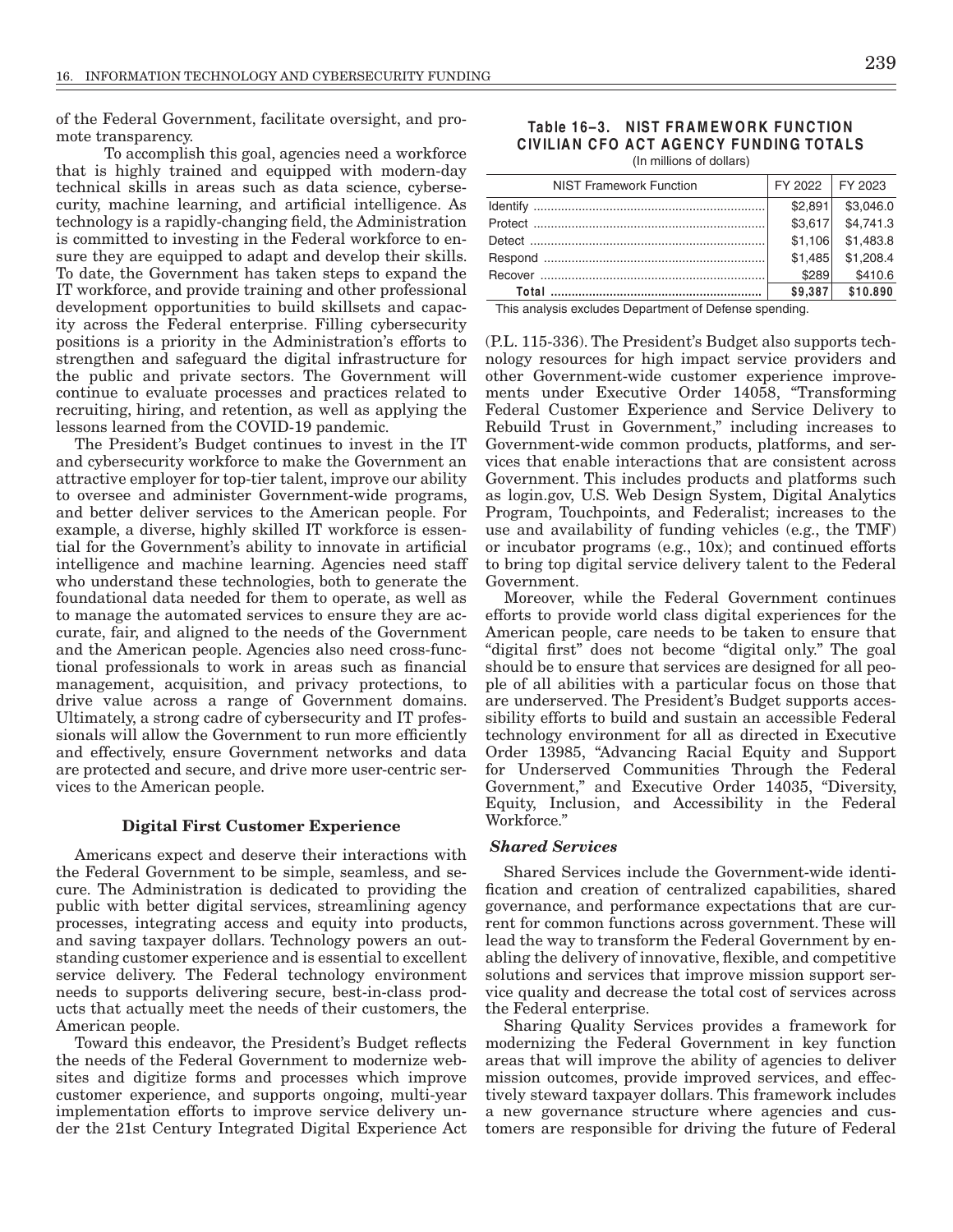of the Federal Government, facilitate oversight, and promote transparency.

To accomplish this goal, agencies need a workforce that is highly trained and equipped with modern-day technical skills in areas such as data science, cybersecurity, machine learning, and artificial intelligence. As technology is a rapidly-changing field, the Administration is committed to investing in the Federal workforce to ensure they are equipped to adapt and develop their skills. To date, the Government has taken steps to expand the IT workforce, and provide training and other professional development opportunities to build skillsets and capacity across the Federal enterprise. Filling cybersecurity positions is a priority in the Administration's efforts to strengthen and safeguard the digital infrastructure for the public and private sectors. The Government will continue to evaluate processes and practices related to recruiting, hiring, and retention, as well as applying the lessons learned from the COVID-19 pandemic.

The President's Budget continues to invest in the IT and cybersecurity workforce to make the Government an attractive employer for top-tier talent, improve our ability to oversee and administer Government-wide programs, and better deliver services to the American people. For example, a diverse, highly skilled IT workforce is essential for the Government's ability to innovate in artificial intelligence and machine learning. Agencies need staff who understand these technologies, both to generate the foundational data needed for them to operate, as well as to manage the automated services to ensure they are accurate, fair, and aligned to the needs of the Government and the American people. Agencies also need cross-functional professionals to work in areas such as financial management, acquisition, and privacy protections, to drive value across a range of Government domains. Ultimately, a strong cadre of cybersecurity and IT professionals will allow the Government to run more efficiently and effectively, ensure Government networks and data are protected and secure, and drive more user-centric services to the American people.

### Digital First Customer Experience

Americans expect and deserve their interactions with the Federal Government to be simple, seamless, and secure. The Administration is dedicated to providing the public with better digital services, streamlining agency processes, integrating access and equity into products, and saving taxpayer dollars. Technology powers an outstanding customer experience and is essential to excellent service delivery. The Federal technology environment needs to supports delivering secure, best-in-class products that actually meet the needs of their customers, the American people.

Toward this endeavor, the President's Budget reflects the needs of the Federal Government to modernize websites and digitize forms and processes which improve customer experience, and supports ongoing, multi-year implementation efforts to improve service delivery under the 21st Century Integrated Digital Experience Act (P.L. 115-336). The President's Budget also supports technology resources for high impact service providers and other Government-wide customer experience improvements under Executive Order 14058, "Transforming Federal Customer Experience and Service Delivery to Rebuild Trust in Government," including increases to Government-wide common products, platforms, and services that enable interactions that are consistent across Government. This includes products and platforms such as login.gov, U.S. Web Design System, Digital Analytics Program, Touchpoints, and Federalist; increases to the use and availability of funding vehicles (e.g., the TMF) or incubator programs (e.g., 10x); and continued efforts to bring top digital service delivery talent to the Federal Government.

Moreover, while the Federal Government continues efforts to provide world class digital experiences for the American people, care needs to be taken to ensure that "digital first" does not become "digital only." The goal should be to ensure that services are designed for all people of all abilities with a particular focus on those that are underserved. The President's Budget supports accessibility efforts to build and sustain an accessible Federal technology environment for all as directed in Executive Order 13985, "Advancing Racial Equity and Support for Underserved Communities Through the Federal Government," and Executive Order 14035, "Diversity, Equity, Inclusion, and Accessibility in the Federal Workforce."

**Table 16–3. NIST FRAMEWORK FUNCTION CIVILIAN CFO ACT AGENCY FUNDING TOTALS**
(In millions of dollars)

| NIST Framework Function | FY 2022 | FY 2023 |
|---|---|---|
| Identify | $2,891 | $3,046.0 |
| Protect | $3,617 | $4,741.3 |
| Detect | $1,106 | $1,483.8 |
| Respond | $1,485 | $1,208.4 |
| Recover | $289 | $410.6 |
| **Total** | **$9,387** | **$10.890** |

This analysis excludes Department of Defense spending.

#### *Shared Services*

Shared Services include the Government-wide identification and creation of centralized capabilities, shared governance, and performance expectations that are current for common functions across government. These will lead the way to transform the Federal Government by enabling the delivery of innovative, flexible, and competitive solutions and services that improve mission support service quality and decrease the total cost of services across the Federal enterprise.

Sharing Quality Services provides a framework for modernizing the Federal Government in key function areas that will improve the ability of agencies to deliver mission outcomes, provide improved services, and effectively steward taxpayer dollars. This framework includes a new governance structure where agencies and customers are responsible for driving the future of Federal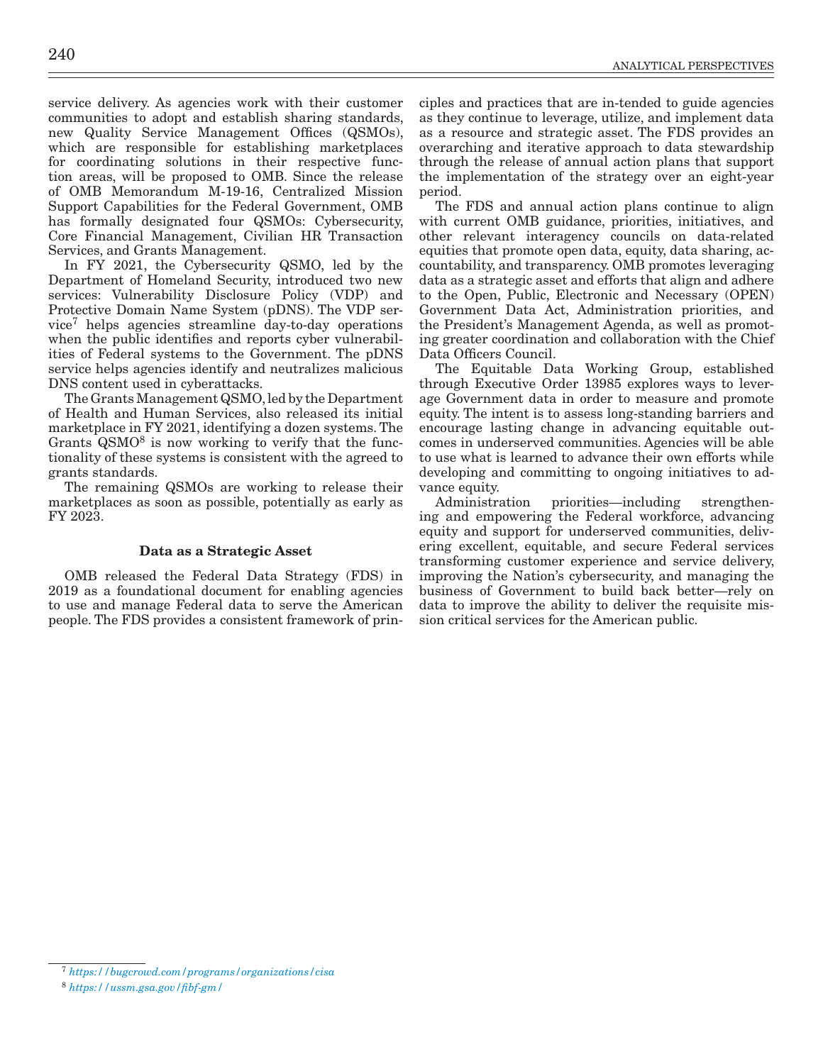service delivery. As agencies work with their customer communities to adopt and establish sharing standards, new Quality Service Management Offices (QSMOs), which are responsible for establishing marketplaces for coordinating solutions in their respective function areas, will be proposed to OMB. Since the release of OMB Memorandum M-19-16, Centralized Mission Support Capabilities for the Federal Government, OMB has formally designated four QSMOs: Cybersecurity, Core Financial Management, Civilian HR Transaction Services, and Grants Management.

In FY 2021, the Cybersecurity QSMO, led by the Department of Homeland Security, introduced two new services: Vulnerability Disclosure Policy (VDP) and Protective Domain Name System (pDNS). The VDP service[7] helps agencies streamline day-to-day operations when the public identifies and reports cyber vulnerabilities of Federal systems to the Government. The pDNS service helps agencies identify and neutralizes malicious DNS content used in cyberattacks.

The Grants Management QSMO, led by the Department of Health and Human Services, also released its initial marketplace in FY 2021, identifying a dozen systems. The Grants QSMO[8] is now working to verify that the functionality of these systems is consistent with the agreed to grants standards.

The remaining QSMOs are working to release their marketplaces as soon as possible, potentially as early as FY 2023.

### Data as a Strategic Asset

OMB released the Federal Data Strategy (FDS) in 2019 as a foundational document for enabling agencies to use and manage Federal data to serve the American people. The FDS provides a consistent framework of principles and practices that are in-tended to guide agencies as they continue to leverage, utilize, and implement data as a resource and strategic asset. The FDS provides an overarching and iterative approach to data stewardship through the release of annual action plans that support the implementation of the strategy over an eight-year period.

The FDS and annual action plans continue to align with current OMB guidance, priorities, initiatives, and other relevant interagency councils on data-related equities that promote open data, equity, data sharing, accountability, and transparency. OMB promotes leveraging data as a strategic asset and efforts that align and adhere to the Open, Public, Electronic and Necessary (OPEN) Government Data Act, Administration priorities, and the President's Management Agenda, as well as promoting greater coordination and collaboration with the Chief Data Officers Council.

The Equitable Data Working Group, established through Executive Order 13985 explores ways to leverage Government data in order to measure and promote equity. The intent is to assess long-standing barriers and encourage lasting change in advancing equitable outcomes in underserved communities. Agencies will be able to use what is learned to advance their own efforts while developing and committing to ongoing initiatives to advance equity.

Administration priorities—including strengthening and empowering the Federal workforce, advancing equity and support for underserved communities, delivering excellent, equitable, and secure Federal services transforming customer experience and service delivery, improving the Nation's cybersecurity, and managing the business of Government to build back better—rely on data to improve the ability to deliver the requisite mission critical services for the American public.

[7] *https://bugcrowd.com/programs/organizations/cisa*

[8] *https://ussm.gsa.gov/fibf-gm/*